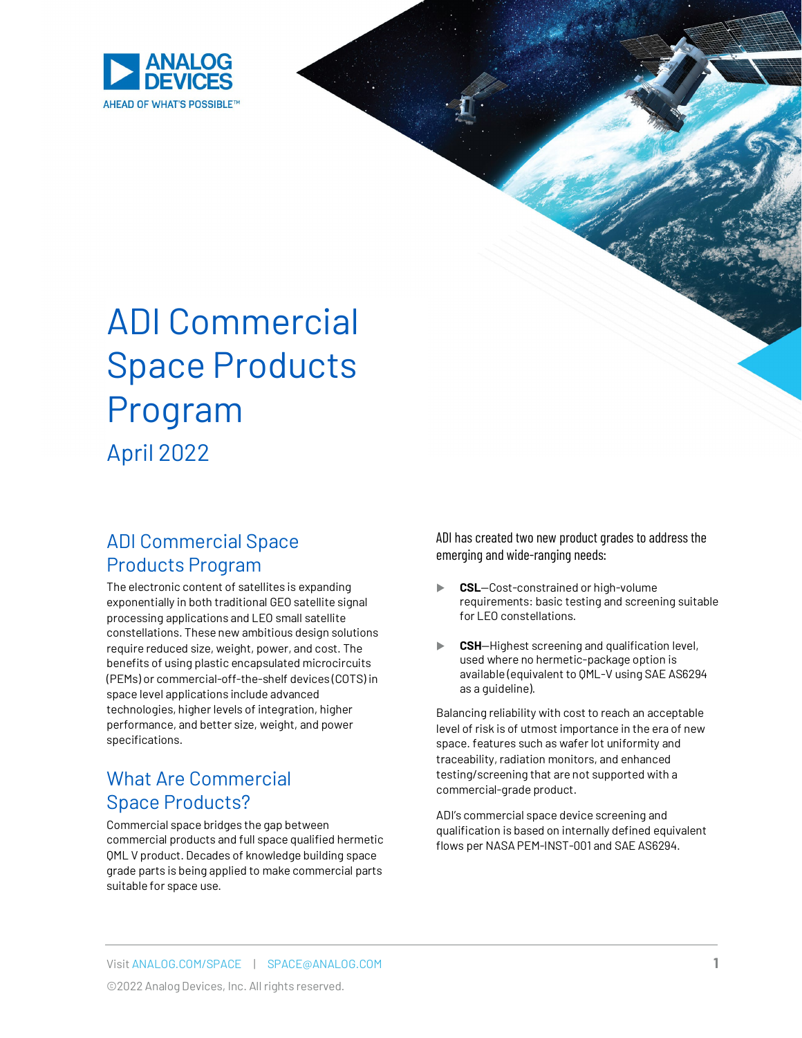# ADI Commercial Space Products Program

April 2022

## ADI Commercial Space Products Program

The electronic content of satellites is expanding exponentially in both traditional GEO satellite signal processing applications and LEO small satellite constellations. These new ambitious design solutions require reduced size, weight, power, and cost. The benefits of using plastic encapsulated microcircuits (PEMs) or commercial-off-the-shelf devices (COTS) in space level applications include advanced technologies, higher levels of integration, higher performance, and better size, weight, and power specifications.

## What Are Commercial Space Products?

Commercial space bridges the gap between commercial products and full space qualified hermetic QML V product. Decades of knowledge building space grade parts is being applied to make commercial parts suitable for space use.

ADI has created two new product grades to address the emerging and wide-ranging needs:

- **CSL**—Cost-constrained or high-volume requirements: basic testing and screening suitable for LEO constellations.
- **CSH**—Highest screening and qualification level, used where no hermetic-package option is available (equivalent to QML-V using SAE AS6294 as a guideline).

Balancing reliability with cost to reach an acceptable level of risk is of utmost importance in the era of new space. features such as wafer lot uniformity and traceability, radiation monitors, and enhanced testing/screening that are not supported with a commercial-grade product.

ADI's commercial space device screening and qualification is based on internally defined equivalent flows per NASA PEM-INST-001 and SAE AS6294.

Visit ANALOG.COM/SPACE | SPACE@ANALOG.COM

©2022 Analog Devices, Inc. All rights reserved.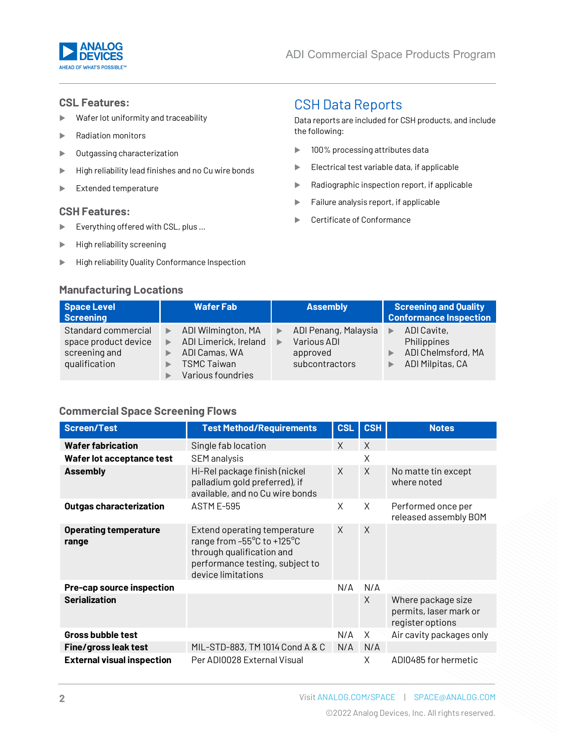## CSL Features:

- Wafer lot uniformity and traceability
- Radiation monitors
- Outgassing characterization
- High reliability lead finishes and no Cu wire bonds
- Extended temperature

## CSH Features:

- Everything offered with CSL, plus ...
- High reliability screening
- High reliability Quality Conformance Inspection

# CSH Data Reports

Data reports are included for CSH products, and include the following:

- 100% processing attributes data
- Electrical test variable data, if applicable
- Radiographic inspection report, if applicable
- Failure analysis report, if applicable
- Certificate of Conformance

## Manufacturing Locations

| Space Level Screening | Wafer Fab | Assembly | Screening and Quality Conformance Inspection |
|---|---|---|---|
| Standard commercial space product device screening and qualification | ADI Wilmington, MA<br>ADI Limerick, Ireland<br>ADI Camas, WA<br>TSMC Taiwan<br>Various foundries | ADI Penang, Malaysia<br>Various ADI approved subcontractors | ADI Cavite, Philippines<br>ADI Chelmsford, MA<br>ADI Milpitas, CA |

## Commercial Space Screening Flows

| Screen/Test | Test Method/Requirements | CSL | CSH | Notes |
|---|---|---|---|---|
| **Wafer fabrication** | Single fab location | X | X | |
| **Wafer lot acceptance test** | SEM analysis | | X | |
| **Assembly** | Hi-Rel package finish (nickel palladium gold preferred), if available, and no Cu wire bonds | X | X | No matte tin except where noted |
| **Outgas characterization** | ASTM E-595 | X | X | Performed once per released assembly BOM |
| **Operating temperature range** | Extend operating temperature range from –55°C to +125°C through qualification and performance testing, subject to device limitations | X | X | |
| **Pre-cap source inspection** | | N/A | N/A | |
| **Serialization** | | | X | Where package size permits, laser mark or register options |
| **Gross bubble test** | | N/A | X | Air cavity packages only |
| **Fine/gross leak test** | MIL-STD-883, TM 1014 Cond A & C | N/A | N/A | |
| **External visual inspection** | Per ADI0028 External Visual | | X | ADI0485 for hermetic |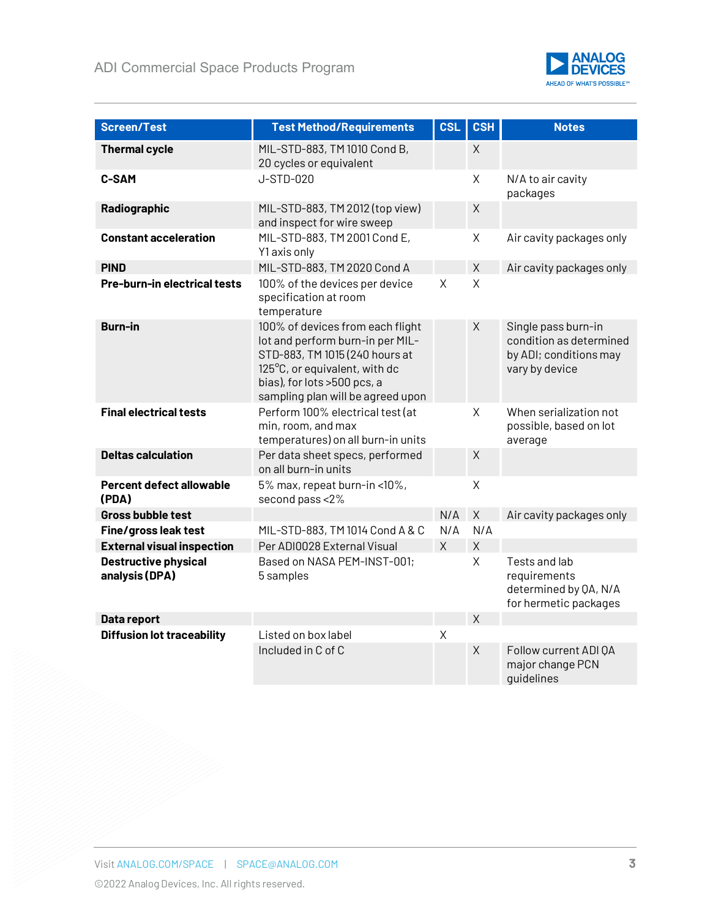| Screen/Test | Test Method/Requirements | CSL | CSH | Notes |
|---|---|---|---|---|
| **Thermal cycle** | MIL-STD-883, TM 1010 Cond B, 20 cycles or equivalent | | X | |
| **C-SAM** | J-STD-020 | | X | N/A to air cavity packages |
| **Radiographic** | MIL-STD-883, TM 2012 (top view) and inspect for wire sweep | | X | |
| **Constant acceleration** | MIL-STD-883, TM 2001 Cond E, Y1 axis only | | X | Air cavity packages only |
| **PIND** | MIL-STD-883, TM 2020 Cond A | | X | Air cavity packages only |
| **Pre-burn-in electrical tests** | 100% of the devices per device specification at room temperature | X | X | |
| **Burn-in** | 100% of devices from each flight lot and perform burn-in per MIL-STD-883, TM 1015 (240 hours at 125°C, or equivalent, with dc bias), for lots >500 pcs, a sampling plan will be agreed upon | | X | Single pass burn-in condition as determined by ADI; conditions may vary by device |
| **Final electrical tests** | Perform 100% electrical test (at min, room, and max temperatures) on all burn-in units | | X | When serialization not possible, based on lot average |
| **Deltas calculation** | Per data sheet specs, performed on all burn-in units | | X | |
| **Percent defect allowable (PDA)** | 5% max, repeat burn-in <10%, second pass <2% | | X | |
| **Gross bubble test** | | N/A | X | Air cavity packages only |
| **Fine/gross leak test** | MIL-STD-883, TM 1014 Cond A & C | N/A | N/A | |
| **External visual inspection** | Per ADI0028 External Visual | X | X | |
| **Destructive physical analysis (DPA)** | Based on NASA PEM-INST-001; 5 samples | | X | Tests and lab requirements determined by QA, N/A for hermetic packages |
| **Data report** | | | X | |
| **Diffusion lot traceability** | Listed on box label | X | | |
| | Included in C of C | | X | Follow current ADI QA major change PCN guidelines |

Visit ANALOG.COM/SPACE | SPACE@ANALOG.COM

©2022 Analog Devices, Inc. All rights reserved.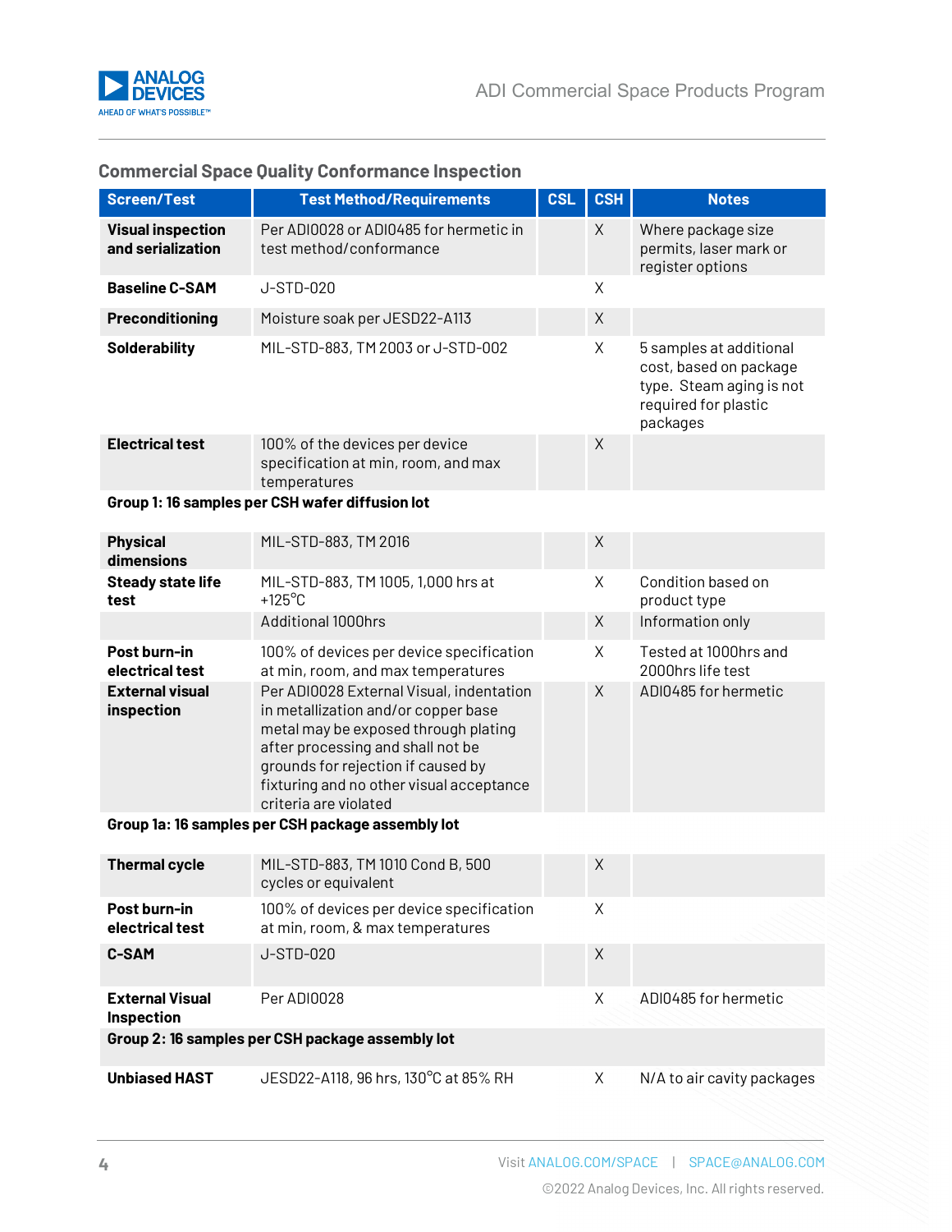## Commercial Space Quality Conformance Inspection

| Screen/Test | Test Method/Requirements | CSL | CSH | Notes |
|---|---|---|---|---|
| **Visual inspection and serialization** | Per ADI0028 or ADI0485 for hermetic in test method/conformance | | X | Where package size permits, laser mark or register options |
| **Baseline C-SAM** | J-STD-020 | | X | |
| **Preconditioning** | Moisture soak per JESD22-A113 | | X | |
| **Solderability** | MIL-STD-883, TM 2003 or J-STD-002 | | X | 5 samples at additional cost, based on package type. Steam aging is not required for plastic packages |
| **Electrical test** | 100% of the devices per device specification at min, room, and max temperatures | | X | |
| **Group 1: 16 samples per CSH wafer diffusion lot** | | | | |
| **Physical dimensions** | MIL-STD-883, TM 2016 | | X | |
| **Steady state life test** | MIL-STD-883, TM 1005, 1,000 hrs at +125°C | | X | Condition based on product type |
| | Additional 1000hrs | | X | Information only |
| **Post burn-in electrical test** | 100% of devices per device specification at min, room, and max temperatures | | X | Tested at 1000hrs and 2000hrs life test |
| **External visual inspection** | Per ADI0028 External Visual, indentation in metallization and/or copper base metal may be exposed through plating after processing and shall not be grounds for rejection if caused by fixturing and no other visual acceptance criteria are violated | | X | ADI0485 for hermetic |
| **Group 1a: 16 samples per CSH package assembly lot** | | | | |
| **Thermal cycle** | MIL-STD-883, TM 1010 Cond B, 500 cycles or equivalent | | X | |
| **Post burn-in electrical test** | 100% of devices per device specification at min, room, & max temperatures | | X | |
| **C-SAM** | J-STD-020 | | X | |
| **External Visual Inspection** | Per ADI0028 | | X | ADI0485 for hermetic |
| **Group 2: 16 samples per CSH package assembly lot** | | | | |
| **Unbiased HAST** | JESD22-A118, 96 hrs, 130°C at 85% RH | | X | N/A to air cavity packages |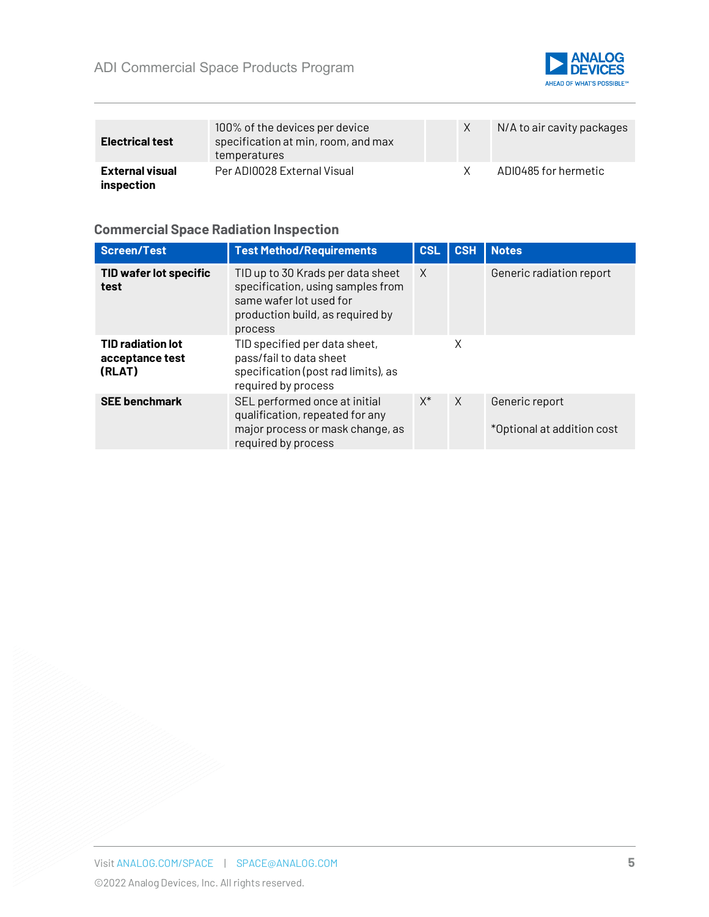| | | | | |
|---|---|---|---|---|
| **Electrical test** | 100% of the devices per device specification at min, room, and max temperatures | | X | N/A to air cavity packages |
| **External visual inspection** | Per ADI0028 External Visual | | X | ADI0485 for hermetic |

### Commercial Space Radiation Inspection

| Screen/Test | Test Method/Requirements | CSL | CSH | Notes |
|---|---|---|---|---|
| **TID wafer lot specific test** | TID up to 30 Krads per data sheet specification, using samples from same wafer lot used for production build, as required by process | X | | Generic radiation report |
| **TID radiation lot acceptance test (RLAT)** | TID specified per data sheet, pass/fail to data sheet specification (post rad limits), as required by process | | X | |
| **SEE benchmark** | SEL performed once at initial qualification, repeated for any major process or mask change, as required by process | X* | X | Generic report<br><br>*Optional at addition cost |

Visit ANALOG.COM/SPACE | SPACE@ANALOG.COM

©2022 Analog Devices, Inc. All rights reserved.